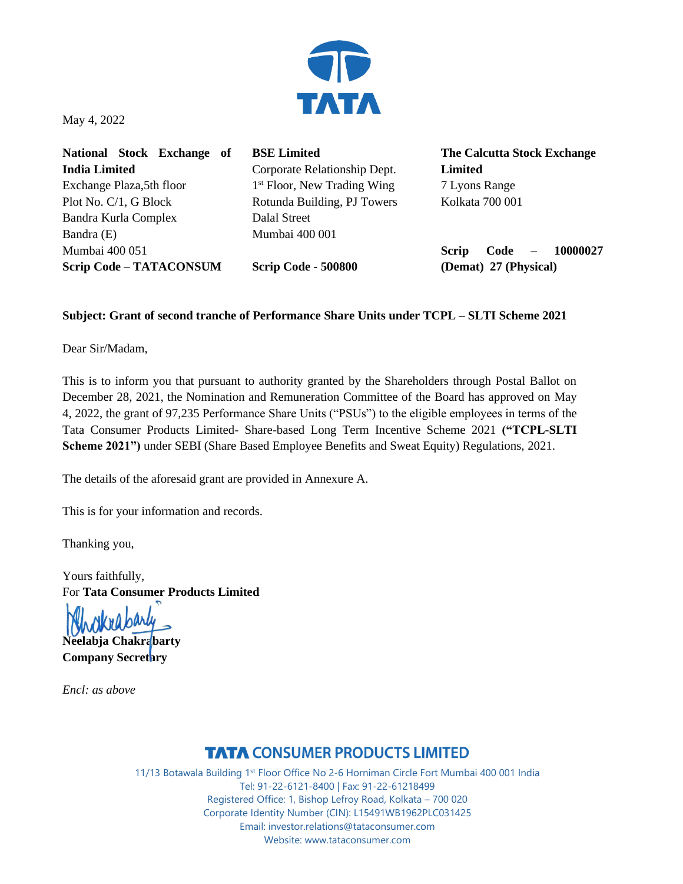May 4, 2022

**National Stock Exchange of India Limited**
Exchange Plaza,5th floor
Plot No. C/1, G Block
Bandra Kurla Complex
Bandra (E)
Mumbai 400 051
**Scrip Code – TATACONSUM**

**BSE Limited**
Corporate Relationship Dept.
1st Floor, New Trading Wing
Rotunda Building, PJ Towers
Dalal Street
Mumbai 400 001
**Scrip Code - 500800**

**The Calcutta Stock Exchange Limited**
7 Lyons Range
Kolkata 700 001
**Scrip Code – 10000027 (Demat) 27 (Physical)**

**Subject: Grant of second tranche of Performance Share Units under TCPL – SLTI Scheme 2021**

Dear Sir/Madam,

This is to inform you that pursuant to authority granted by the Shareholders through Postal Ballot on December 28, 2021, the Nomination and Remuneration Committee of the Board has approved on May 4, 2022, the grant of 97,235 Performance Share Units ("PSUs") to the eligible employees in terms of the Tata Consumer Products Limited- Share-based Long Term Incentive Scheme 2021 **("TCPL-SLTI Scheme 2021")** under SEBI (Share Based Employee Benefits and Sweat Equity) Regulations, 2021.

The details of the aforesaid grant are provided in Annexure A.

This is for your information and records.

Thanking you,

Yours faithfully,
For **Tata Consumer Products Limited**

**Neelabja Chakrabarty**
**Company Secretary**

*Encl: as above*

**TATA CONSUMER PRODUCTS LIMITED**
11/13 Botawala Building 1st Floor Office No 2-6 Horniman Circle Fort Mumbai 400 001 India
Tel: 91-22-6121-8400 | Fax: 91-22-61218499
Registered Office: 1, Bishop Lefroy Road, Kolkata – 700 020
Corporate Identity Number (CIN): L15491WB1962PLC031425
Email: investor.relations@tataconsumer.com
Website: www.tataconsumer.com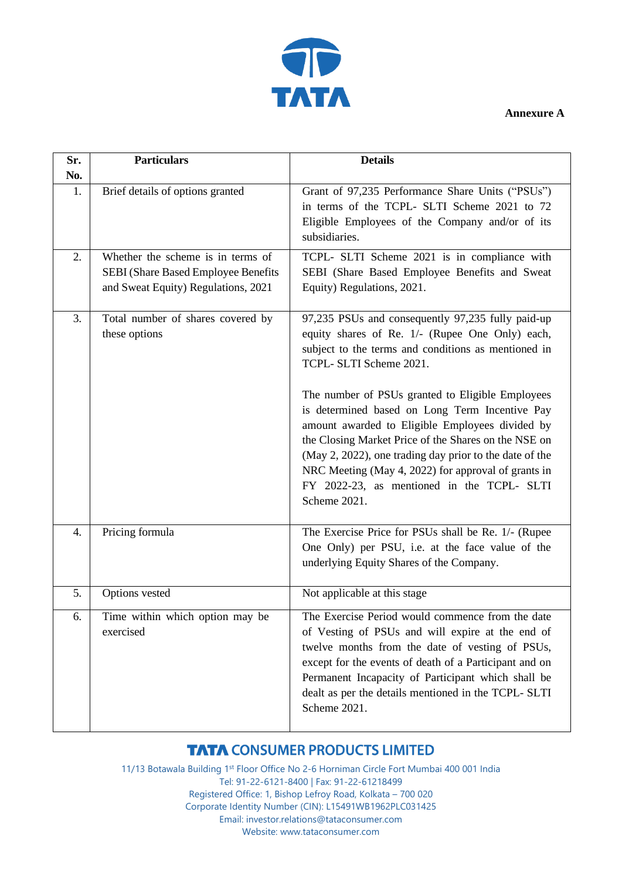**Annexure A**

| Sr. No. | Particulars | Details |
|---|---|---|
| 1. | Brief details of options granted | Grant of 97,235 Performance Share Units ("PSUs") in terms of the TCPL- SLTI Scheme 2021 to 72 Eligible Employees of the Company and/or of its subsidiaries. |
| 2. | Whether the scheme is in terms of SEBI (Share Based Employee Benefits and Sweat Equity) Regulations, 2021 | TCPL- SLTI Scheme 2021 is in compliance with SEBI (Share Based Employee Benefits and Sweat Equity) Regulations, 2021. |
| 3. | Total number of shares covered by these options | 97,235 PSUs and consequently 97,235 fully paid-up equity shares of Re. 1/- (Rupee One Only) each, subject to the terms and conditions as mentioned in TCPL- SLTI Scheme 2021.<br><br>The number of PSUs granted to Eligible Employees is determined based on Long Term Incentive Pay amount awarded to Eligible Employees divided by the Closing Market Price of the Shares on the NSE on (May 2, 2022), one trading day prior to the date of the NRC Meeting (May 4, 2022) for approval of grants in FY 2022-23, as mentioned in the TCPL- SLTI Scheme 2021. |
| 4. | Pricing formula | The Exercise Price for PSUs shall be Re. 1/- (Rupee One Only) per PSU, i.e. at the face value of the underlying Equity Shares of the Company. |
| 5. | Options vested | Not applicable at this stage |
| 6. | Time within which option may be exercised | The Exercise Period would commence from the date of Vesting of PSUs and will expire at the end of twelve months from the date of vesting of PSUs, except for the events of death of a Participant and on Permanent Incapacity of Participant which shall be dealt as per the details mentioned in the TCPL- SLTI Scheme 2021. |

**TATA CONSUMER PRODUCTS LIMITED**

11/13 Botawala Building 1st Floor Office No 2-6 Horniman Circle Fort Mumbai 400 001 India
Tel: 91-22-6121-8400 | Fax: 91-22-61218499
Registered Office: 1, Bishop Lefroy Road, Kolkata – 700 020
Corporate Identity Number (CIN): L15491WB1962PLC031425
Email: investor.relations@tataconsumer.com
Website: www.tataconsumer.com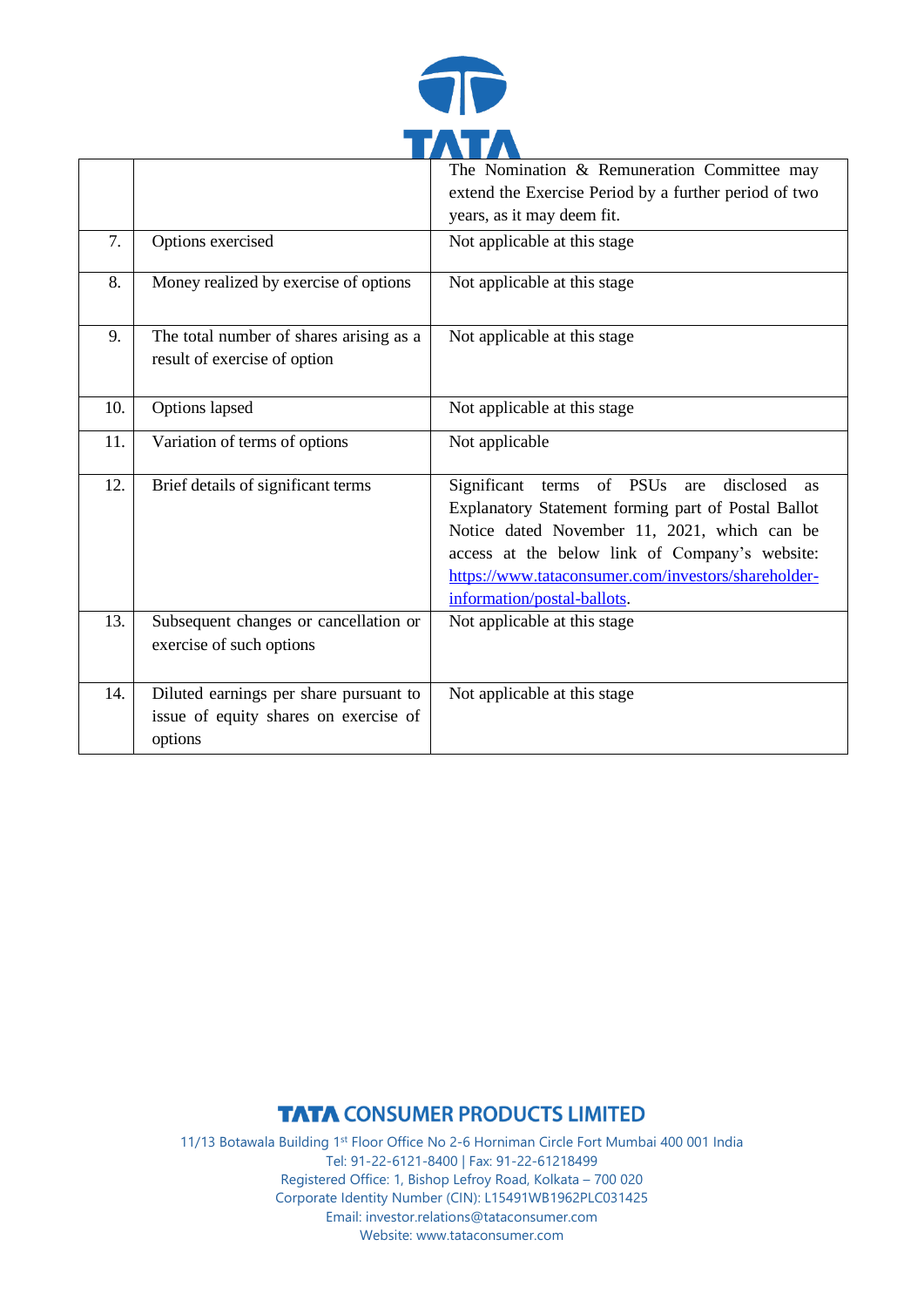| | | |
|---|---|---|
| | | The Nomination & Remuneration Committee may extend the Exercise Period by a further period of two years, as it may deem fit. |
| 7. | Options exercised | Not applicable at this stage |
| 8. | Money realized by exercise of options | Not applicable at this stage |
| 9. | The total number of shares arising as a result of exercise of option | Not applicable at this stage |
| 10. | Options lapsed | Not applicable at this stage |
| 11. | Variation of terms of options | Not applicable |
| 12. | Brief details of significant terms | Significant terms of PSUs are disclosed as Explanatory Statement forming part of Postal Ballot Notice dated November 11, 2021, which can be access at the below link of Company's website: [https://www.tataconsumer.com/investors/shareholder-information/postal-ballots](https://www.tataconsumer.com/investors/shareholder-information/postal-ballots). |
| 13. | Subsequent changes or cancellation or exercise of such options | Not applicable at this stage |
| 14. | Diluted earnings per share pursuant to issue of equity shares on exercise of options | Not applicable at this stage |

**TATA CONSUMER PRODUCTS LIMITED**

11/13 Botawala Building 1st Floor Office No 2-6 Horniman Circle Fort Mumbai 400 001 India
Tel: 91-22-6121-8400 | Fax: 91-22-61218499
Registered Office: 1, Bishop Lefroy Road, Kolkata – 700 020
Corporate Identity Number (CIN): L15491WB1962PLC031425
Email: investor.relations@tataconsumer.com
Website: www.tataconsumer.com